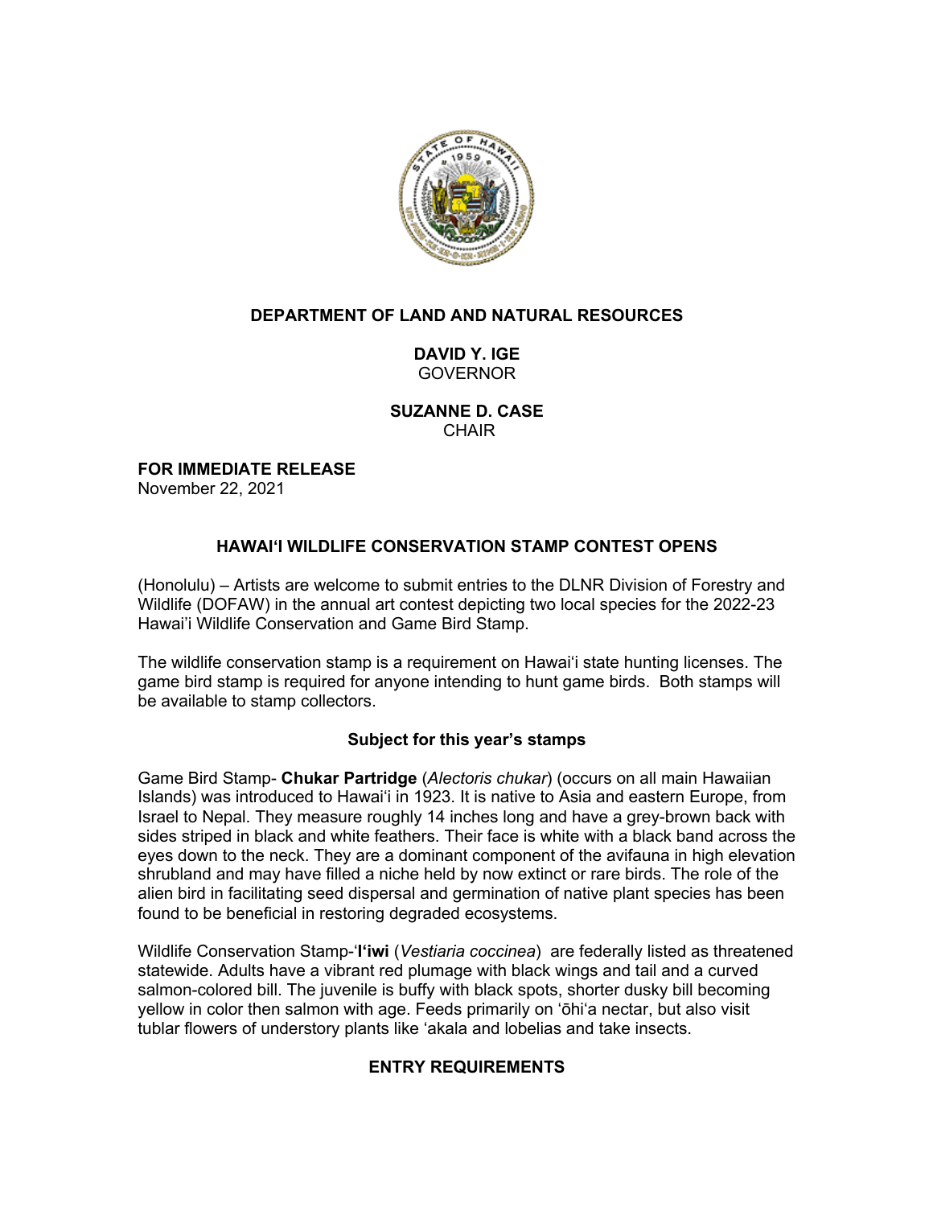**DEPARTMENT OF LAND AND NATURAL RESOURCES**

**DAVID Y. IGE**
GOVERNOR

**SUZANNE D. CASE**
CHAIR

**FOR IMMEDIATE RELEASE**
November 22, 2021

## HAWAI'I WILDLIFE CONSERVATION STAMP CONTEST OPENS

(Honolulu) – Artists are welcome to submit entries to the DLNR Division of Forestry and Wildlife (DOFAW) in the annual art contest depicting two local species for the 2022-23 Hawai'i Wildlife Conservation and Game Bird Stamp.

The wildlife conservation stamp is a requirement on Hawai'i state hunting licenses. The game bird stamp is required for anyone intending to hunt game birds. Both stamps will be available to stamp collectors.

### Subject for this year's stamps

Game Bird Stamp- **Chukar Partridge** (*Alectoris chukar*) (occurs on all main Hawaiian Islands) was introduced to Hawai'i in 1923. It is native to Asia and eastern Europe, from Israel to Nepal. They measure roughly 14 inches long and have a grey-brown back with sides striped in black and white feathers. Their face is white with a black band across the eyes down to the neck. They are a dominant component of the avifauna in high elevation shrubland and may have filled a niche held by now extinct or rare birds. The role of the alien bird in facilitating seed dispersal and germination of native plant species has been found to be beneficial in restoring degraded ecosystems.

Wildlife Conservation Stamp-'**I'iwi** (*Vestiaria coccinea*) are federally listed as threatened statewide. Adults have a vibrant red plumage with black wings and tail and a curved salmon-colored bill. The juvenile is buffy with black spots, shorter dusky bill becoming yellow in color then salmon with age. Feeds primarily on 'ōhi'a nectar, but also visit tublar flowers of understory plants like 'akala and lobelias and take insects.

### ENTRY REQUIREMENTS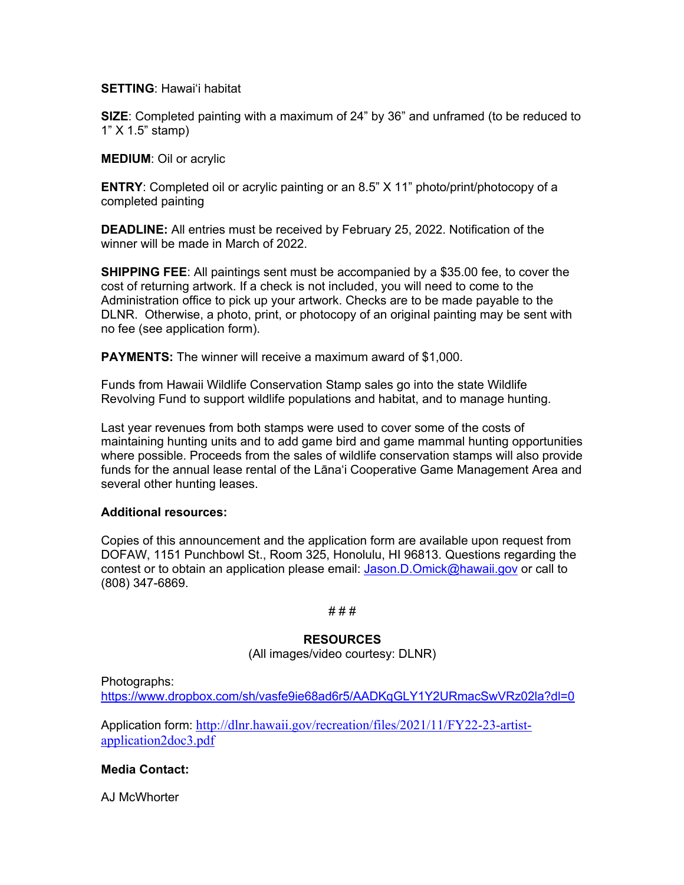**SETTING**: Hawaiʻi habitat

**SIZE**: Completed painting with a maximum of 24" by 36" and unframed (to be reduced to 1" X 1.5" stamp)

**MEDIUM**: Oil or acrylic

**ENTRY**: Completed oil or acrylic painting or an 8.5" X 11" photo/print/photocopy of a completed painting

**DEADLINE:** All entries must be received by February 25, 2022. Notification of the winner will be made in March of 2022.

**SHIPPING FEE**: All paintings sent must be accompanied by a $35.00 fee, to cover the cost of returning artwork. If a check is not included, you will need to come to the Administration office to pick up your artwork. Checks are to be made payable to the DLNR. Otherwise, a photo, print, or photocopy of an original painting may be sent with no fee (see application form).

**PAYMENTS:** The winner will receive a maximum award of $1,000.

Funds from Hawaii Wildlife Conservation Stamp sales go into the state Wildlife Revolving Fund to support wildlife populations and habitat, and to manage hunting.

Last year revenues from both stamps were used to cover some of the costs of maintaining hunting units and to add game bird and game mammal hunting opportunities where possible. Proceeds from the sales of wildlife conservation stamps will also provide funds for the annual lease rental of the Lānaʻi Cooperative Game Management Area and several other hunting leases.

**Additional resources:**

Copies of this announcement and the application form are available upon request from DOFAW, 1151 Punchbowl St., Room 325, Honolulu, HI 96813. Questions regarding the contest or to obtain an application please email: Jason.D.Omick@hawaii.gov or call to (808) 347-6869.

# # #

**RESOURCES**

(All images/video courtesy: DLNR)

Photographs:
https://www.dropbox.com/sh/vasfe9ie68ad6r5/AADKqGLY1Y2URmacSwVRz02la?dl=0

Application form: http://dlnr.hawaii.gov/recreation/files/2021/11/FY22-23-artist-application2doc3.pdf

**Media Contact:**

AJ McWhorter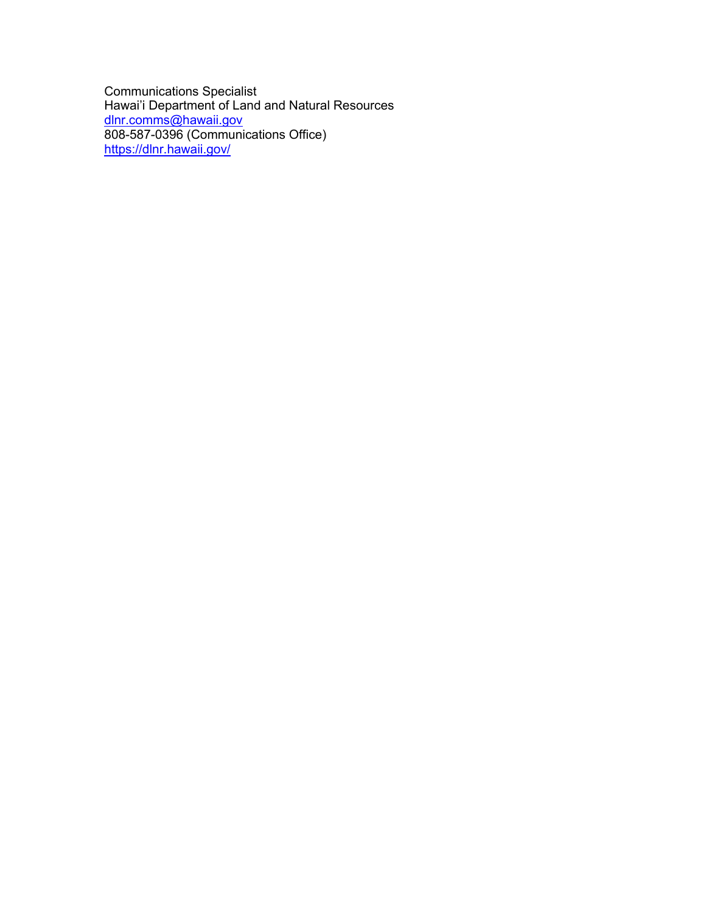Communications Specialist
Hawai'i Department of Land and Natural Resources
dlnr.comms@hawaii.gov
808-587-0396 (Communications Office)
https://dlnr.hawaii.gov/